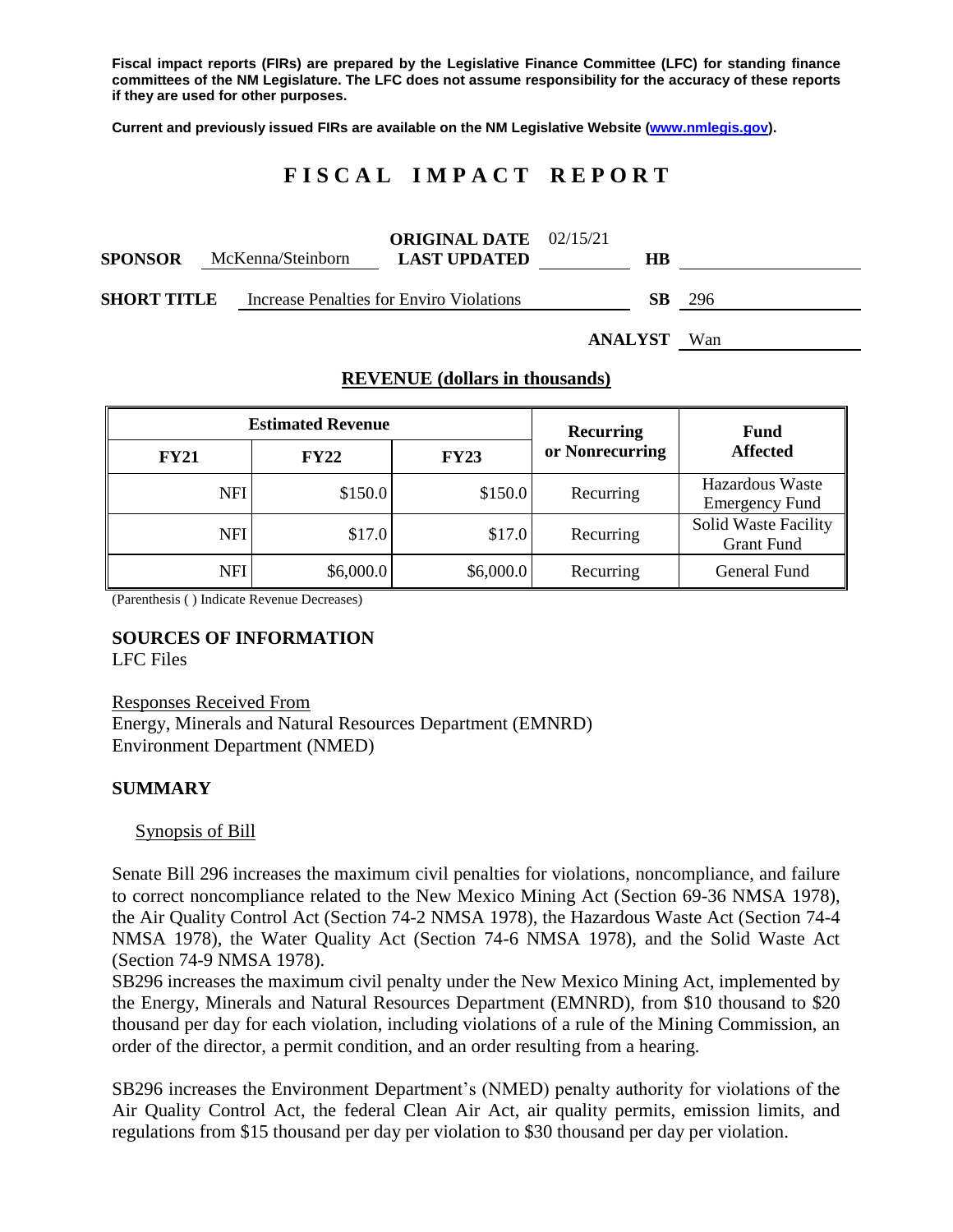**Fiscal impact reports (FIRs) are prepared by the Legislative Finance Committee (LFC) for standing finance committees of the NM Legislature. The LFC does not assume responsibility for the accuracy of these reports if they are used for other purposes.**

**Current and previously issued FIRs are available on the NM Legislative Website (www.nmlegis.gov).**

# FISCAL IMPACT REPORT

| | | | | | |
|---|---|---|---|---|---|
| **SPONSOR** | McKenna/Steinborn | **ORIGINAL DATE** **LAST UPDATED** | 02/15/21 | **HB** | |
| **SHORT TITLE** | Increase Penalties for Enviro Violations | | | **SB** | 296 |
| | | | | **ANALYST** | Wan |

## REVENUE (dollars in thousands)

| Estimated Revenue | | | Recurring or Nonrecurring | Fund Affected |
|---|---|---|---|---|
| **FY21** | **FY22** | **FY23** | | |
| NFI | $150.0 | $150.0 | Recurring | Hazardous Waste Emergency Fund |
| NFI | $17.0 | $17.0 | Recurring | Solid Waste Facility Grant Fund |
| NFI | $6,000.0 | $6,000.0 | Recurring | General Fund |

(Parenthesis ( ) Indicate Revenue Decreases)

**SOURCES OF INFORMATION**
LFC Files

Responses Received From
Energy, Minerals and Natural Resources Department (EMNRD)
Environment Department (NMED)

**SUMMARY**

Synopsis of Bill

Senate Bill 296 increases the maximum civil penalties for violations, noncompliance, and failure to correct noncompliance related to the New Mexico Mining Act (Section 69-36 NMSA 1978), the Air Quality Control Act (Section 74-2 NMSA 1978), the Hazardous Waste Act (Section 74-4 NMSA 1978), the Water Quality Act (Section 74-6 NMSA 1978), and the Solid Waste Act (Section 74-9 NMSA 1978).

SB296 increases the maximum civil penalty under the New Mexico Mining Act, implemented by the Energy, Minerals and Natural Resources Department (EMNRD), from $10 thousand to $20 thousand per day for each violation, including violations of a rule of the Mining Commission, an order of the director, a permit condition, and an order resulting from a hearing.

SB296 increases the Environment Department's (NMED) penalty authority for violations of the Air Quality Control Act, the federal Clean Air Act, air quality permits, emission limits, and regulations from $15 thousand per day per violation to $30 thousand per day per violation.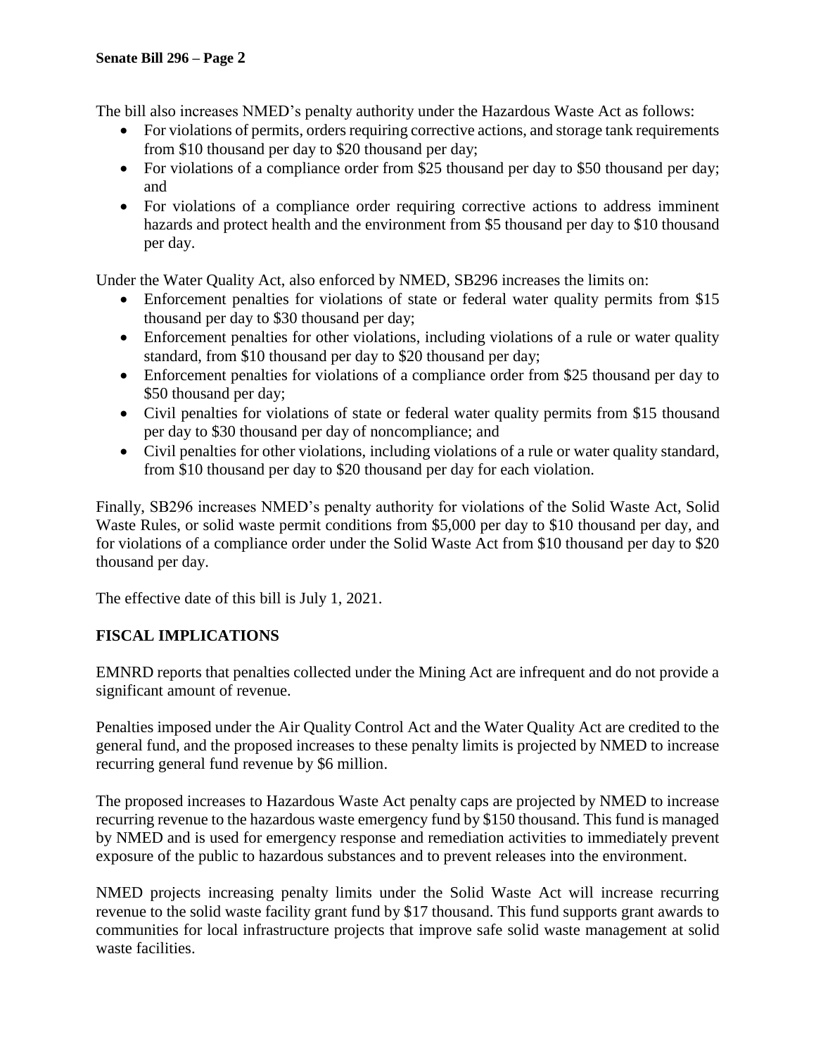The bill also increases NMED's penalty authority under the Hazardous Waste Act as follows:

- For violations of permits, orders requiring corrective actions, and storage tank requirements from $10 thousand per day to $20 thousand per day;
- For violations of a compliance order from $25 thousand per day to $50 thousand per day; and
- For violations of a compliance order requiring corrective actions to address imminent hazards and protect health and the environment from $5 thousand per day to $10 thousand per day.

Under the Water Quality Act, also enforced by NMED, SB296 increases the limits on:

- Enforcement penalties for violations of state or federal water quality permits from $15 thousand per day to $30 thousand per day;
- Enforcement penalties for other violations, including violations of a rule or water quality standard, from $10 thousand per day to $20 thousand per day;
- Enforcement penalties for violations of a compliance order from $25 thousand per day to $50 thousand per day;
- Civil penalties for violations of state or federal water quality permits from $15 thousand per day to $30 thousand per day of noncompliance; and
- Civil penalties for other violations, including violations of a rule or water quality standard, from $10 thousand per day to $20 thousand per day for each violation.

Finally, SB296 increases NMED's penalty authority for violations of the Solid Waste Act, Solid Waste Rules, or solid waste permit conditions from $5,000 per day to $10 thousand per day, and for violations of a compliance order under the Solid Waste Act from $10 thousand per day to $20 thousand per day.

The effective date of this bill is July 1, 2021.

## FISCAL IMPLICATIONS

EMNRD reports that penalties collected under the Mining Act are infrequent and do not provide a significant amount of revenue.

Penalties imposed under the Air Quality Control Act and the Water Quality Act are credited to the general fund, and the proposed increases to these penalty limits is projected by NMED to increase recurring general fund revenue by $6 million.

The proposed increases to Hazardous Waste Act penalty caps are projected by NMED to increase recurring revenue to the hazardous waste emergency fund by $150 thousand. This fund is managed by NMED and is used for emergency response and remediation activities to immediately prevent exposure of the public to hazardous substances and to prevent releases into the environment.

NMED projects increasing penalty limits under the Solid Waste Act will increase recurring revenue to the solid waste facility grant fund by $17 thousand. This fund supports grant awards to communities for local infrastructure projects that improve safe solid waste management at solid waste facilities.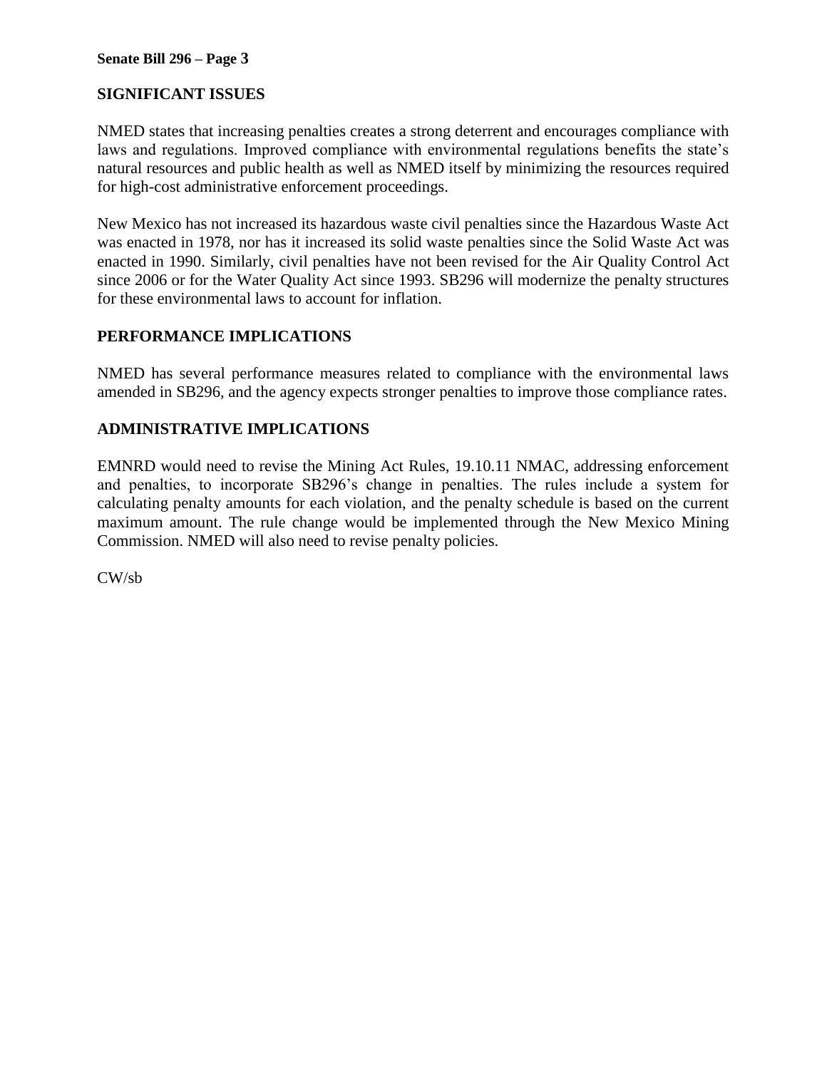**SIGNIFICANT ISSUES**

NMED states that increasing penalties creates a strong deterrent and encourages compliance with laws and regulations. Improved compliance with environmental regulations benefits the state's natural resources and public health as well as NMED itself by minimizing the resources required for high-cost administrative enforcement proceedings.

New Mexico has not increased its hazardous waste civil penalties since the Hazardous Waste Act was enacted in 1978, nor has it increased its solid waste penalties since the Solid Waste Act was enacted in 1990. Similarly, civil penalties have not been revised for the Air Quality Control Act since 2006 or for the Water Quality Act since 1993. SB296 will modernize the penalty structures for these environmental laws to account for inflation.

**PERFORMANCE IMPLICATIONS**

NMED has several performance measures related to compliance with the environmental laws amended in SB296, and the agency expects stronger penalties to improve those compliance rates.

**ADMINISTRATIVE IMPLICATIONS**

EMNRD would need to revise the Mining Act Rules, 19.10.11 NMAC, addressing enforcement and penalties, to incorporate SB296's change in penalties. The rules include a system for calculating penalty amounts for each violation, and the penalty schedule is based on the current maximum amount. The rule change would be implemented through the New Mexico Mining Commission. NMED will also need to revise penalty policies.

CW/sb